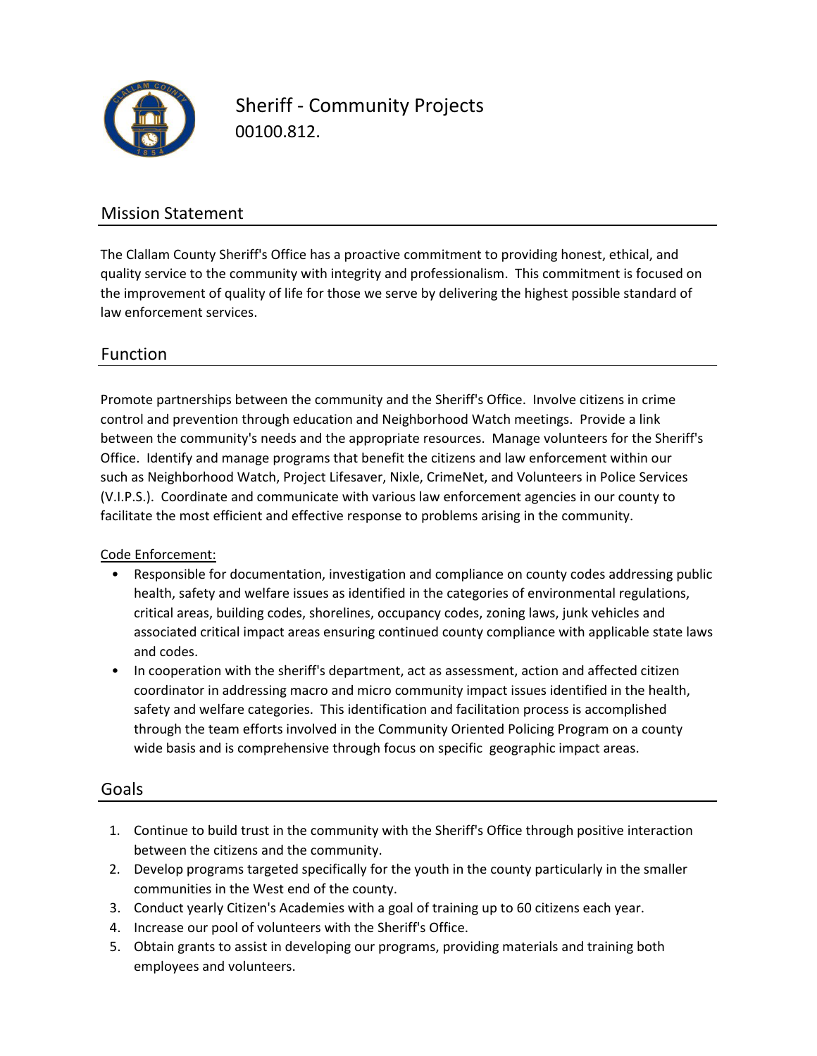# Sheriff - Community Projects

00100.812.

## Mission Statement

The Clallam County Sheriff's Office has a proactive commitment to providing honest, ethical, and quality service to the community with integrity and professionalism. This commitment is focused on the improvement of quality of life for those we serve by delivering the highest possible standard of law enforcement services.

## Function

Promote partnerships between the community and the Sheriff's Office. Involve citizens in crime control and prevention through education and Neighborhood Watch meetings. Provide a link between the community's needs and the appropriate resources. Manage volunteers for the Sheriff's Office. Identify and manage programs that benefit the citizens and law enforcement within our such as Neighborhood Watch, Project Lifesaver, Nixle, CrimeNet, and Volunteers in Police Services (V.I.P.S.). Coordinate and communicate with various law enforcement agencies in our county to facilitate the most efficient and effective response to problems arising in the community.

Code Enforcement:

- Responsible for documentation, investigation and compliance on county codes addressing public health, safety and welfare issues as identified in the categories of environmental regulations, critical areas, building codes, shorelines, occupancy codes, zoning laws, junk vehicles and associated critical impact areas ensuring continued county compliance with applicable state laws and codes.
- In cooperation with the sheriff's department, act as assessment, action and affected citizen coordinator in addressing macro and micro community impact issues identified in the health, safety and welfare categories. This identification and facilitation process is accomplished through the team efforts involved in the Community Oriented Policing Program on a county wide basis and is comprehensive through focus on specific geographic impact areas.

## Goals

1. Continue to build trust in the community with the Sheriff's Office through positive interaction between the citizens and the community.
2. Develop programs targeted specifically for the youth in the county particularly in the smaller communities in the West end of the county.
3. Conduct yearly Citizen's Academies with a goal of training up to 60 citizens each year.
4. Increase our pool of volunteers with the Sheriff's Office.
5. Obtain grants to assist in developing our programs, providing materials and training both employees and volunteers.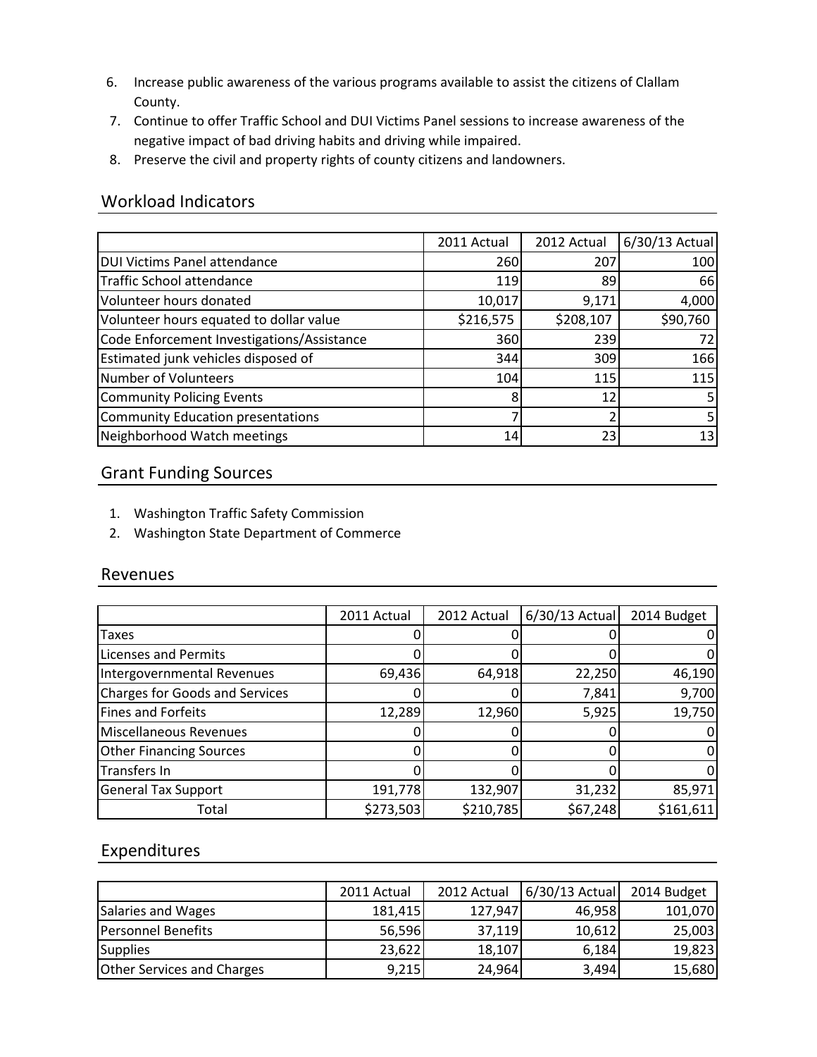6. Increase public awareness of the various programs available to assist the citizens of Clallam County.
7. Continue to offer Traffic School and DUI Victims Panel sessions to increase awareness of the negative impact of bad driving habits and driving while impaired.
8. Preserve the civil and property rights of county citizens and landowners.

## Workload Indicators

| | 2011 Actual | 2012 Actual | 6/30/13 Actual |
|---|---|---|---|
| DUI Victims Panel attendance | 260 | 207 | 100 |
| Traffic School attendance | 119 | 89 | 66 |
| Volunteer hours donated | 10,017 | 9,171 | 4,000 |
| Volunteer hours equated to dollar value | $216,575 | $208,107 | $90,760 |
| Code Enforcement Investigations/Assistance | 360 | 239 | 72 |
| Estimated junk vehicles disposed of | 344 | 309 | 166 |
| Number of Volunteers | 104 | 115 | 115 |
| Community Policing Events | 8 | 12 | 5 |
| Community Education presentations | 7 | 2 | 5 |
| Neighborhood Watch meetings | 14 | 23 | 13 |

## Grant Funding Sources

1. Washington Traffic Safety Commission
2. Washington State Department of Commerce

## Revenues

| | 2011 Actual | 2012 Actual | 6/30/13 Actual | 2014 Budget |
|---|---|---|---|---|
| Taxes | 0 | 0 | 0 | 0 |
| Licenses and Permits | 0 | 0 | 0 | 0 |
| Intergovernmental Revenues | 69,436 | 64,918 | 22,250 | 46,190 |
| Charges for Goods and Services | 0 | 0 | 7,841 | 9,700 |
| Fines and Forfeits | 12,289 | 12,960 | 5,925 | 19,750 |
| Miscellaneous Revenues | 0 | 0 | 0 | 0 |
| Other Financing Sources | 0 | 0 | 0 | 0 |
| Transfers In | 0 | 0 | 0 | 0 |
| General Tax Support | 191,778 | 132,907 | 31,232 | 85,971 |
| Total | $273,503 | $210,785 | $67,248 | $161,611 |

## Expenditures

| | 2011 Actual | 2012 Actual | 6/30/13 Actual | 2014 Budget |
|---|---|---|---|---|
| Salaries and Wages | 181,415 | 127,947 | 46,958 | 101,070 |
| Personnel Benefits | 56,596 | 37,119 | 10,612 | 25,003 |
| Supplies | 23,622 | 18,107 | 6,184 | 19,823 |
| Other Services and Charges | 9,215 | 24,964 | 3,494 | 15,680 |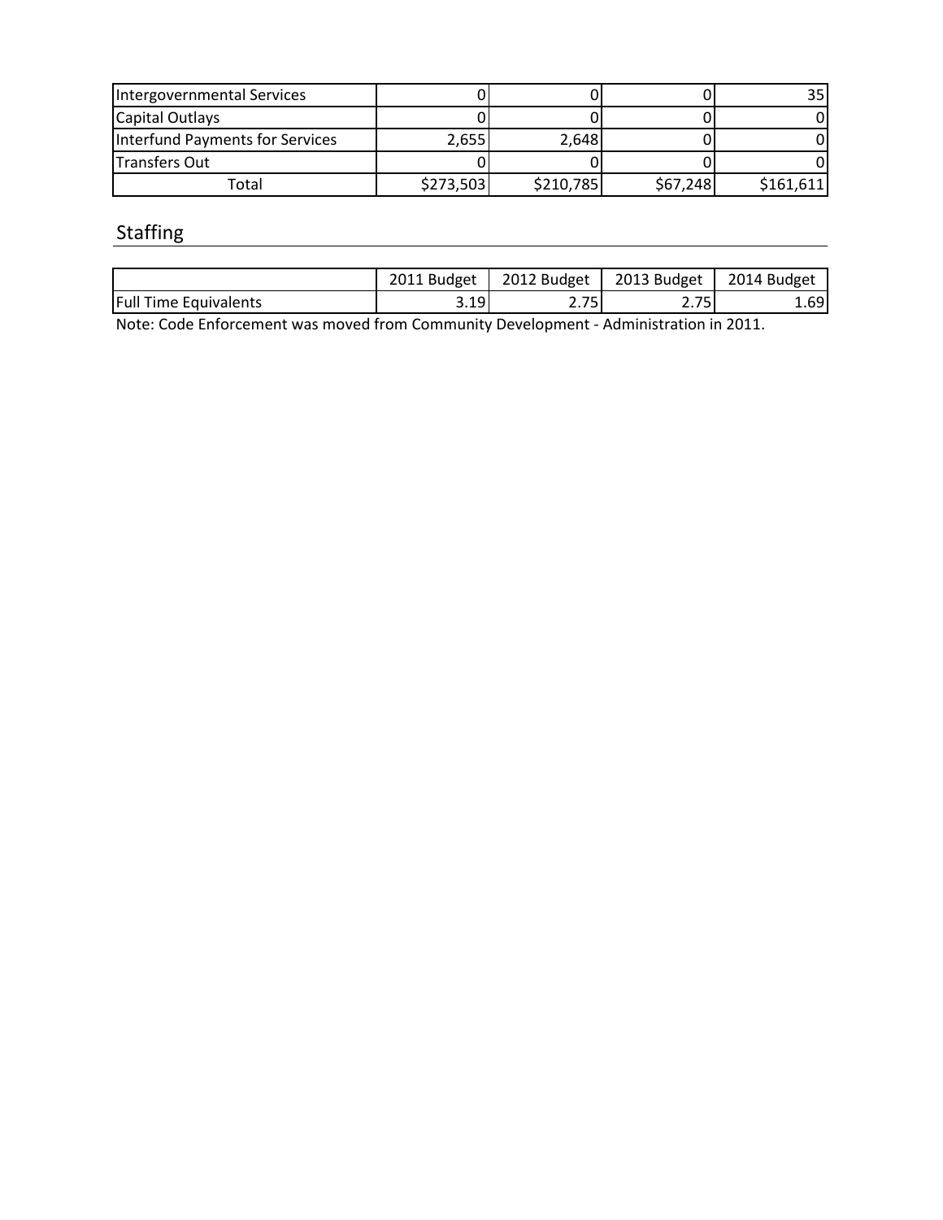| | | | | |
|---|---|---|---|---|
| Intergovernmental Services | 0 | 0 | 0 | 35 |
| Capital Outlays | 0 | 0 | 0 | 0 |
| Interfund Payments for Services | 2,655 | 2,648 | 0 | 0 |
| Transfers Out | 0 | 0 | 0 | 0 |
| Total | $273,503 | $210,785 | $67,248 | $161,611 |

## Staffing

| | 2011 Budget | 2012 Budget | 2013 Budget | 2014 Budget |
|---|---|---|---|---|
| Full Time Equivalents | 3.19 | 2.75 | 2.75 | 1.69 |

Note: Code Enforcement was moved from Community Development - Administration in 2011.